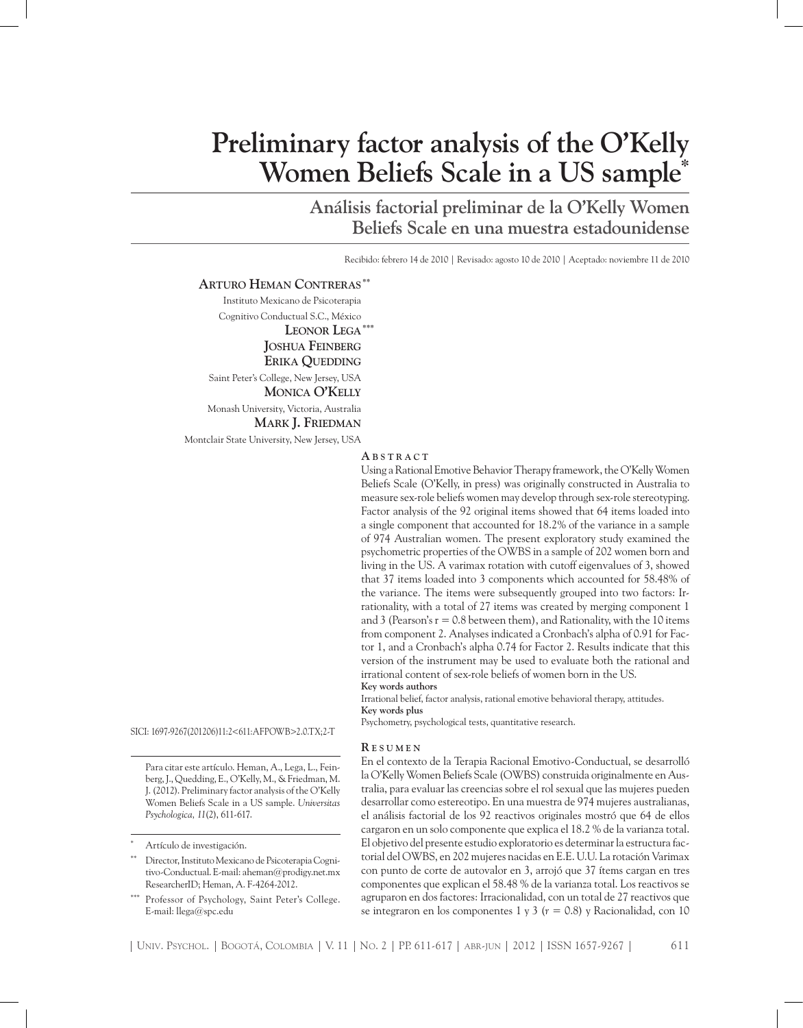# Preliminary factor analysis of the O'Kelly Women Beliefs Scale in a US sample[*]

## Análisis factorial preliminar de la O'Kelly Women Beliefs Scale en una muestra estadounidense

Recibido: febrero 14 de 2010 | Revisado: agosto 10 de 2010 | Aceptado: noviembre 11 de 2010

**Arturo Heman Contreras**[**]
Instituto Mexicano de Psicoterapia Cognitivo Conductual S.C., México

**Leonor Lega**[***]
**Joshua Feinberg**
**Erika Quedding**
Saint Peter's College, New Jersey, USA

**Monica O'Kelly**
Monash University, Victoria, Australia

**Mark J. Friedman**
Montclair State University, New Jersey, USA

SICI: 1697-9267(201206)11:2<611:AFPOWB>2.0.TX;2-T

Para citar este artículo. Heman, A., Lega, L., Feinberg, J., Quedding, E., O'Kelly, M., & Friedman, M. J. (2012). Preliminary factor analysis of the O'Kelly Women Beliefs Scale in a US sample. *Universitas Psychologica, 11*(2), 611-617.

[*] Artículo de investigación.

[**] Director, Instituto Mexicano de Psicoterapia Cognitivo-Conductual. E-mail: aheman@prodigy.net.mx ResearcherID; Heman, A. F-4264-2012.

[***] Professor of Psychology, Saint Peter's College. E-mail: llega@spc.edu

### Abstract

Using a Rational Emotive Behavior Therapy framework, the O'Kelly Women Beliefs Scale (O'Kelly, in press) was originally constructed in Australia to measure sex-role beliefs women may develop through sex-role stereotyping. Factor analysis of the 92 original items showed that 64 items loaded into a single component that accounted for 18.2% of the variance in a sample of 974 Australian women. The present exploratory study examined the psychometric properties of the OWBS in a sample of 202 women born and living in the US. A varimax rotation with cutoff eigenvalues of 3, showed that 37 items loaded into 3 components which accounted for 58.48% of the variance. The items were subsequently grouped into two factors: Irrationality, with a total of 27 items was created by merging component 1 and 3 (Pearson's r = 0.8 between them), and Rationality, with the 10 items from component 2. Analyses indicated a Cronbach's alpha of 0.91 for Factor 1, and a Cronbach's alpha 0.74 for Factor 2. Results indicate that this version of the instrument may be used to evaluate both the rational and irrational content of sex-role beliefs of women born in the US.

**Key words authors**
Irrational belief, factor analysis, rational emotive behavioral therapy, attitudes.

**Key words plus**
Psychometry, psychological tests, quantitative research.

### Resumen

En el contexto de la Terapia Racional Emotivo-Conductual, se desarrolló la O'Kelly Women Beliefs Scale (OWBS) construida originalmente en Australia, para evaluar las creencias sobre el rol sexual que las mujeres pueden desarrollar como estereotipo. En una muestra de 974 mujeres australianas, el análisis factorial de los 92 reactivos originales mostró que 64 de ellos cargaron en un solo componente que explica el 18.2 % de la varianza total. El objetivo del presente estudio exploratorio es determinar la estructura factorial del OWBS, en 202 mujeres nacidas en E.E. U.U. La rotación Varimax con punto de corte de autovalor en 3, arrojó que 37 ítems cargan en tres componentes que explican el 58.48 % de la varianza total. Los reactivos se agruparon en dos factores: Irracionalidad, con un total de 27 reactivos que se integraron en los componentes 1 y 3 (r = 0.8) y Racionalidad, con 10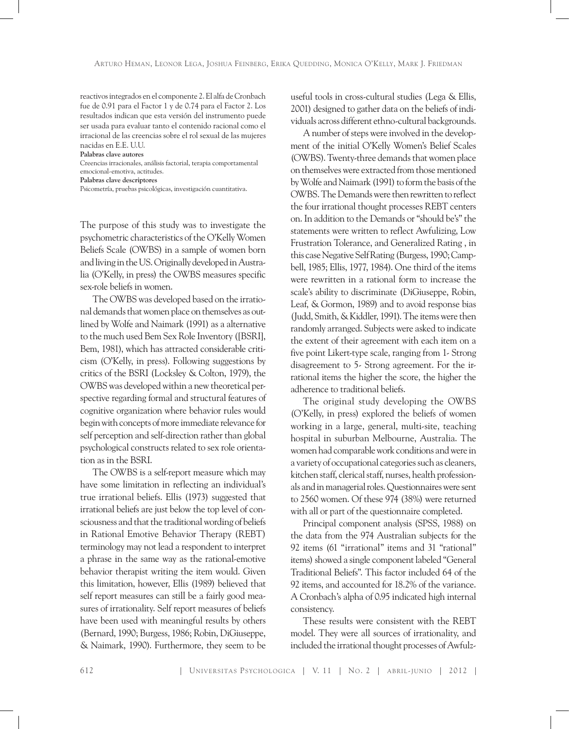reactivos integrados en el componente 2. El alfa de Cronbach fue de 0.91 para el Factor 1 y de 0.74 para el Factor 2. Los resultados indican que esta versión del instrumento puede ser usada para evaluar tanto el contenido racional como el irracional de las creencias sobre el rol sexual de las mujeres nacidas en E.E. U.U.

**Palabras clave autores**
Creencias irracionales, análisis factorial, terapia comportamental emocional-emotiva, actitudes.

**Palabras clave descriptores**
Psicometría, pruebas psicológicas, investigación cuantitativa.

The purpose of this study was to investigate the psychometric characteristics of the O'Kelly Women Beliefs Scale (OWBS) in a sample of women born and living in the US. Originally developed in Australia (O'Kelly, in press) the OWBS measures specific sex-role beliefs in women.

The OWBS was developed based on the irrational demands that women place on themselves as outlined by Wolfe and Naimark (1991) as a alternative to the much used Bem Sex Role Inventory ([BSRI], Bem, 1981), which has attracted considerable criticism (O'Kelly, in press). Following suggestions by critics of the BSRI (Locksley & Colton, 1979), the OWBS was developed within a new theoretical perspective regarding formal and structural features of cognitive organization where behavior rules would begin with concepts of more immediate relevance for self perception and self-direction rather than global psychological constructs related to sex role orientation as in the BSRI.

The OWBS is a self-report measure which may have some limitation in reflecting an individual's true irrational beliefs. Ellis (1973) suggested that irrational beliefs are just below the top level of consciousness and that the traditional wording of beliefs in Rational Emotive Behavior Therapy (REBT) terminology may not lead a respondent to interpret a phrase in the same way as the rational-emotive behavior therapist writing the item would. Given this limitation, however, Ellis (1989) believed that self report measures can still be a fairly good measures of irrationality. Self report measures of beliefs have been used with meaningful results by others (Bernard, 1990; Burgess, 1986; Robin, DiGiuseppe, & Naimark, 1990). Furthermore, they seem to be useful tools in cross-cultural studies (Lega & Ellis, 2001) designed to gather data on the beliefs of individuals across different ethno-cultural backgrounds.

A number of steps were involved in the development of the initial O'Kelly Women's Belief Scales (OWBS). Twenty-three demands that women place on themselves were extracted from those mentioned by Wolfe and Naimark (1991) to form the basis of the OWBS. The Demands were then rewritten to reflect the four irrational thought processes REBT centers on. In addition to the Demands or "should be's" the statements were written to reflect Awfulizing, Low Frustration Tolerance, and Generalized Rating , in this case Negative Self Rating (Burgess, 1990; Campbell, 1985; Ellis, 1977, 1984). One third of the items were rewritten in a rational form to increase the scale's ability to discriminate (DiGiuseppe, Robin, Leaf, & Gormon, 1989) and to avoid response bias (Judd, Smith, & Kiddler, 1991). The items were then randomly arranged. Subjects were asked to indicate the extent of their agreement with each item on a five point Likert-type scale, ranging from 1- Strong disagreement to 5- Strong agreement. For the irrational items the higher the score, the higher the adherence to traditional beliefs.

The original study developing the OWBS (O'Kelly, in press) explored the beliefs of women working in a large, general, multi-site, teaching hospital in suburban Melbourne, Australia. The women had comparable work conditions and were in a variety of occupational categories such as cleaners, kitchen staff, clerical staff, nurses, health professionals and in managerial roles. Questionnaires were sent to 2560 women. Of these 974 (38%) were returned with all or part of the questionnaire completed.

Principal component analysis (SPSS, 1988) on the data from the 974 Australian subjects for the 92 items (61 "irrational" items and 31 "rational" items) showed a single component labeled "General Traditional Beliefs". This factor included 64 of the 92 items, and accounted for 18.2% of the variance. A Cronbach's alpha of 0.95 indicated high internal consistency.

These results were consistent with the REBT model. They were all sources of irrationality, and included the irrational thought processes of Awfulz-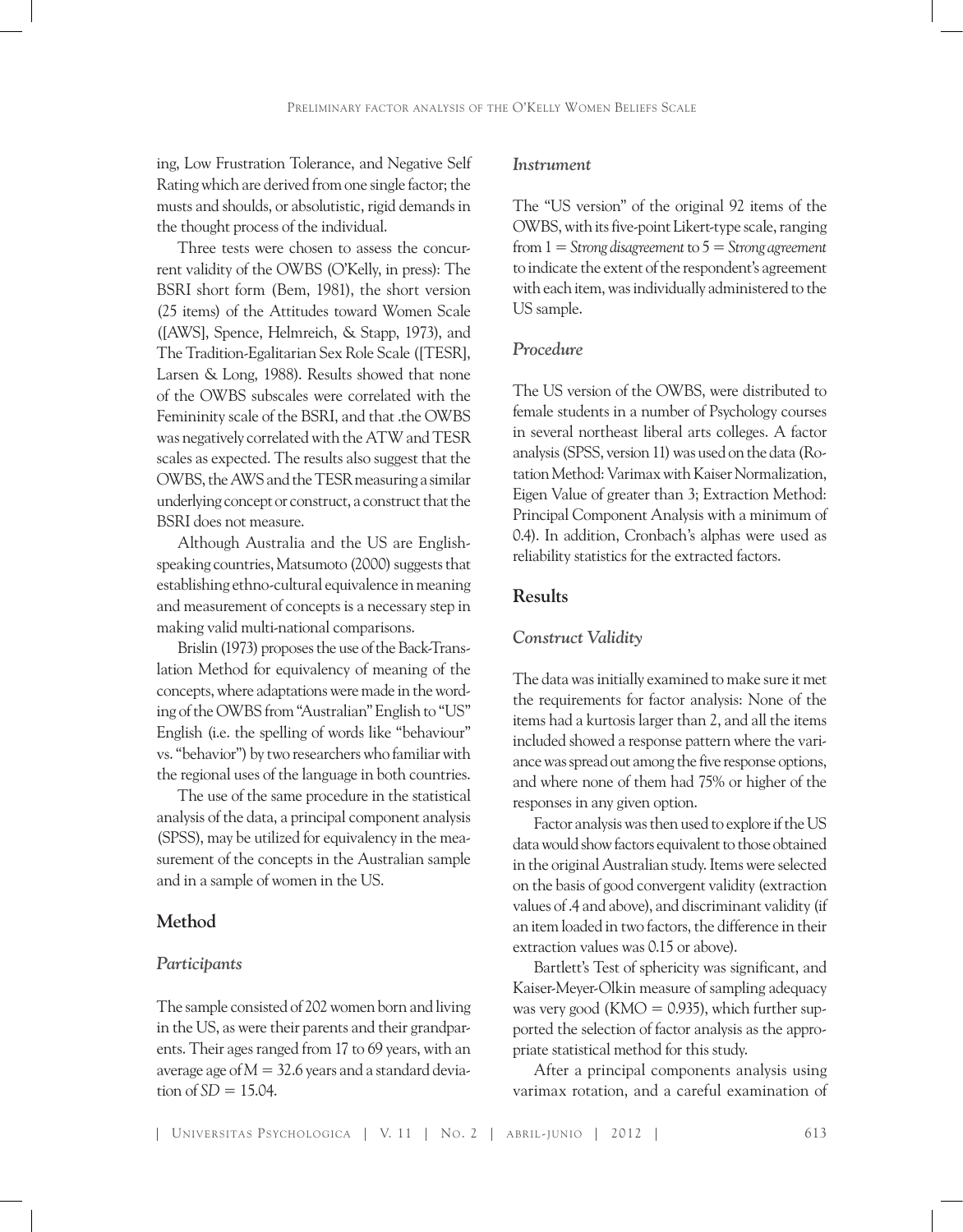ing, Low Frustration Tolerance, and Negative Self Rating which are derived from one single factor; the musts and shoulds, or absolutistic, rigid demands in the thought process of the individual.

Three tests were chosen to assess the concurrent validity of the OWBS (O'Kelly, in press): The BSRI short form (Bem, 1981), the short version (25 items) of the Attitudes toward Women Scale ([AWS], Spence, Helmreich, & Stapp, 1973), and The Tradition-Egalitarian Sex Role Scale ([TESR], Larsen & Long, 1988). Results showed that none of the OWBS subscales were correlated with the Femininity scale of the BSRI, and that .the OWBS was negatively correlated with the ATW and TESR scales as expected. The results also suggest that the OWBS, the AWS and the TESR measuring a similar underlying concept or construct, a construct that the BSRI does not measure.

Although Australia and the US are English-speaking countries, Matsumoto (2000) suggests that establishing ethno-cultural equivalence in meaning and measurement of concepts is a necessary step in making valid multi-national comparisons.

Brislin (1973) proposes the use of the Back-Translation Method for equivalency of meaning of the concepts, where adaptations were made in the wording of the OWBS from "Australian" English to "US" English (i.e. the spelling of words like "behaviour" vs. "behavior") by two researchers who familiar with the regional uses of the language in both countries.

The use of the same procedure in the statistical analysis of the data, a principal component analysis (SPSS), may be utilized for equivalency in the measurement of the concepts in the Australian sample and in a sample of women in the US.

## Method

### Participants

The sample consisted of 202 women born and living in the US, as were their parents and their grandparents. Their ages ranged from 17 to 69 years, with an average age of $M = 32.6$ years and a standard deviation of $SD = 15.04$.

### Instrument

The "US version" of the original 92 items of the OWBS, with its five-point Likert-type scale, ranging from 1 = *Strong disagreement* to 5 = *Strong agreement* to indicate the extent of the respondent's agreement with each item, was individually administered to the US sample.

### Procedure

The US version of the OWBS, were distributed to female students in a number of Psychology courses in several northeast liberal arts colleges. A factor analysis (SPSS, version 11) was used on the data (Rotation Method: Varimax with Kaiser Normalization, Eigen Value of greater than 3; Extraction Method: Principal Component Analysis with a minimum of 0.4). In addition, Cronbach's alphas were used as reliability statistics for the extracted factors.

## Results

### Construct Validity

The data was initially examined to make sure it met the requirements for factor analysis: None of the items had a kurtosis larger than 2, and all the items included showed a response pattern where the variance was spread out among the five response options, and where none of them had 75% or higher of the responses in any given option.

Factor analysis was then used to explore if the US data would show factors equivalent to those obtained in the original Australian study. Items were selected on the basis of good convergent validity (extraction values of .4 and above), and discriminant validity (if an item loaded in two factors, the difference in their extraction values was 0.15 or above).

Bartlett's Test of sphericity was significant, and Kaiser-Meyer-Olkin measure of sampling adequacy was very good (KMO = 0.935), which further supported the selection of factor analysis as the appropriate statistical method for this study.

After a principal components analysis using varimax rotation, and a careful examination of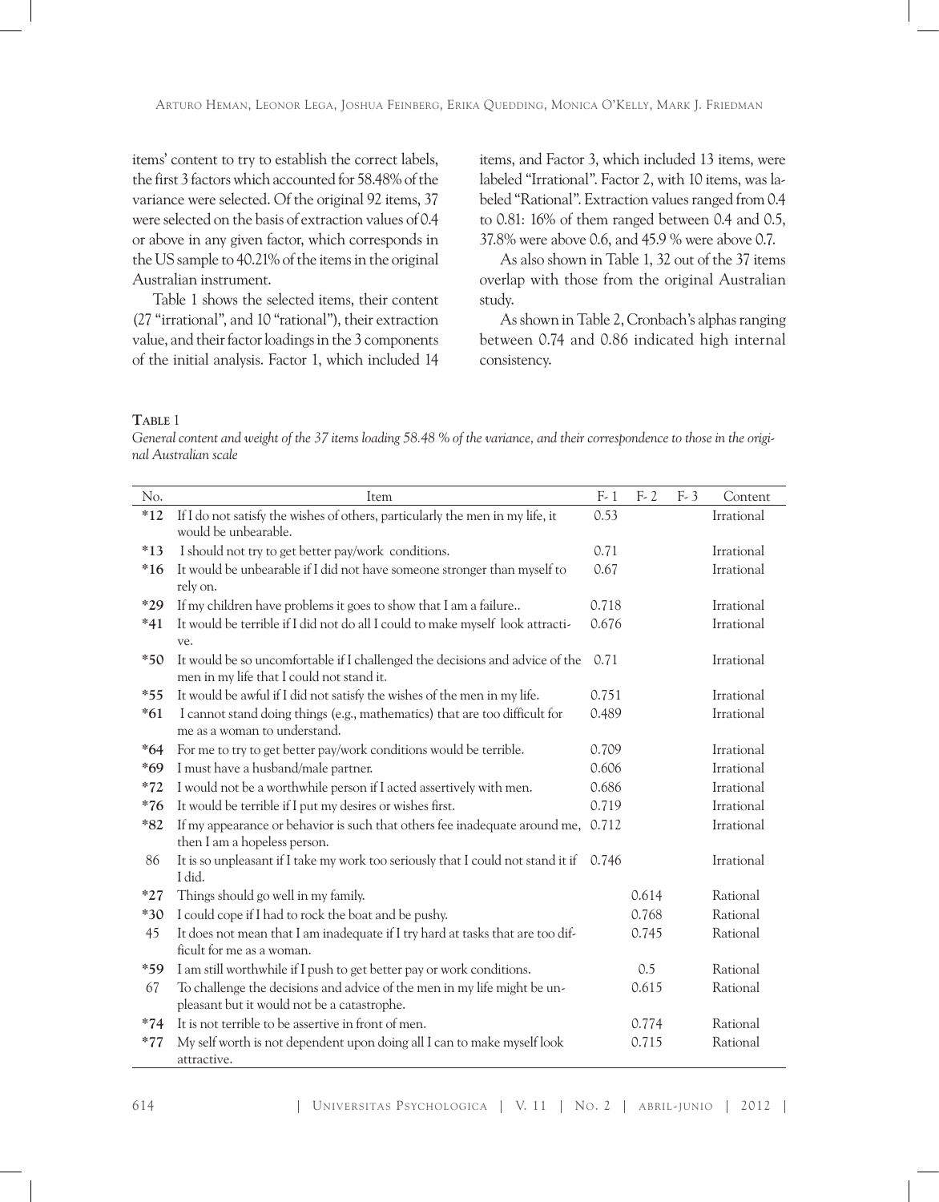items' content to try to establish the correct labels, the first 3 factors which accounted for 58.48% of the variance were selected. Of the original 92 items, 37 were selected on the basis of extraction values of 0.4 or above in any given factor, which corresponds in the US sample to 40.21% of the items in the original Australian instrument.

Table 1 shows the selected items, their content (27 "irrational", and 10 "rational"), their extraction value, and their factor loadings in the 3 components of the initial analysis. Factor 1, which included 14 items, and Factor 3, which included 13 items, were labeled "Irrational". Factor 2, with 10 items, was labeled "Rational". Extraction values ranged from 0.4 to 0.81: 16% of them ranged between 0.4 and 0.5, 37.8% were above 0.6, and 45.9 % were above 0.7.

As also shown in Table 1, 32 out of the 37 items overlap with those from the original Australian study.

As shown in Table 2, Cronbach's alphas ranging between 0.74 and 0.86 indicated high internal consistency.

**Table 1**

*General content and weight of the 37 items loading 58.48 % of the variance, and their correspondence to those in the original Australian scale*

| No. | Item | F- 1 | F- 2 | F- 3 | Content |
|---|---|---|---|---|---|
| *12 | If I do not satisfy the wishes of others, particularly the men in my life, it would be unbearable. | 0.53 | | | Irrational |
| *13 | I should not try to get better pay/work conditions. | 0.71 | | | Irrational |
| *16 | It would be unbearable if I did not have someone stronger than myself to rely on. | 0.67 | | | Irrational |
| *29 | If my children have problems it goes to show that I am a failure.. | 0.718 | | | Irrational |
| *41 | It would be terrible if I did not do all I could to make myself look attractive. | 0.676 | | | Irrational |
| *50 | It would be so uncomfortable if I challenged the decisions and advice of the men in my life that I could not stand it. | 0.71 | | | Irrational |
| *55 | It would be awful if I did not satisfy the wishes of the men in my life. | 0.751 | | | Irrational |
| *61 | I cannot stand doing things (e.g., mathematics) that are too difficult for me as a woman to understand. | 0.489 | | | Irrational |
| *64 | For me to try to get better pay/work conditions would be terrible. | 0.709 | | | Irrational |
| *69 | I must have a husband/male partner. | 0.606 | | | Irrational |
| *72 | I would not be a worthwhile person if I acted assertively with men. | 0.686 | | | Irrational |
| *76 | It would be terrible if I put my desires or wishes first. | 0.719 | | | Irrational |
| *82 | If my appearance or behavior is such that others fee inadequate around me, then I am a hopeless person. | 0.712 | | | Irrational |
| 86 | It is so unpleasant if I take my work too seriously that I could not stand it if I did. | 0.746 | | | Irrational |
| *27 | Things should go well in my family. | | 0.614 | | Rational |
| *30 | I could cope if I had to rock the boat and be pushy. | | 0.768 | | Rational |
| 45 | It does not mean that I am inadequate if I try hard at tasks that are too difficult for me as a woman. | | 0.745 | | Rational |
| *59 | I am still worthwhile if I push to get better pay or work conditions. | | 0.5 | | Rational |
| 67 | To challenge the decisions and advice of the men in my life might be unpleasant but it would not be a catastrophe. | | 0.615 | | Rational |
| *74 | It is not terrible to be assertive in front of men. | | 0.774 | | Rational |
| *77 | My self worth is not dependent upon doing all I can to make myself look attractive. | | 0.715 | | Rational |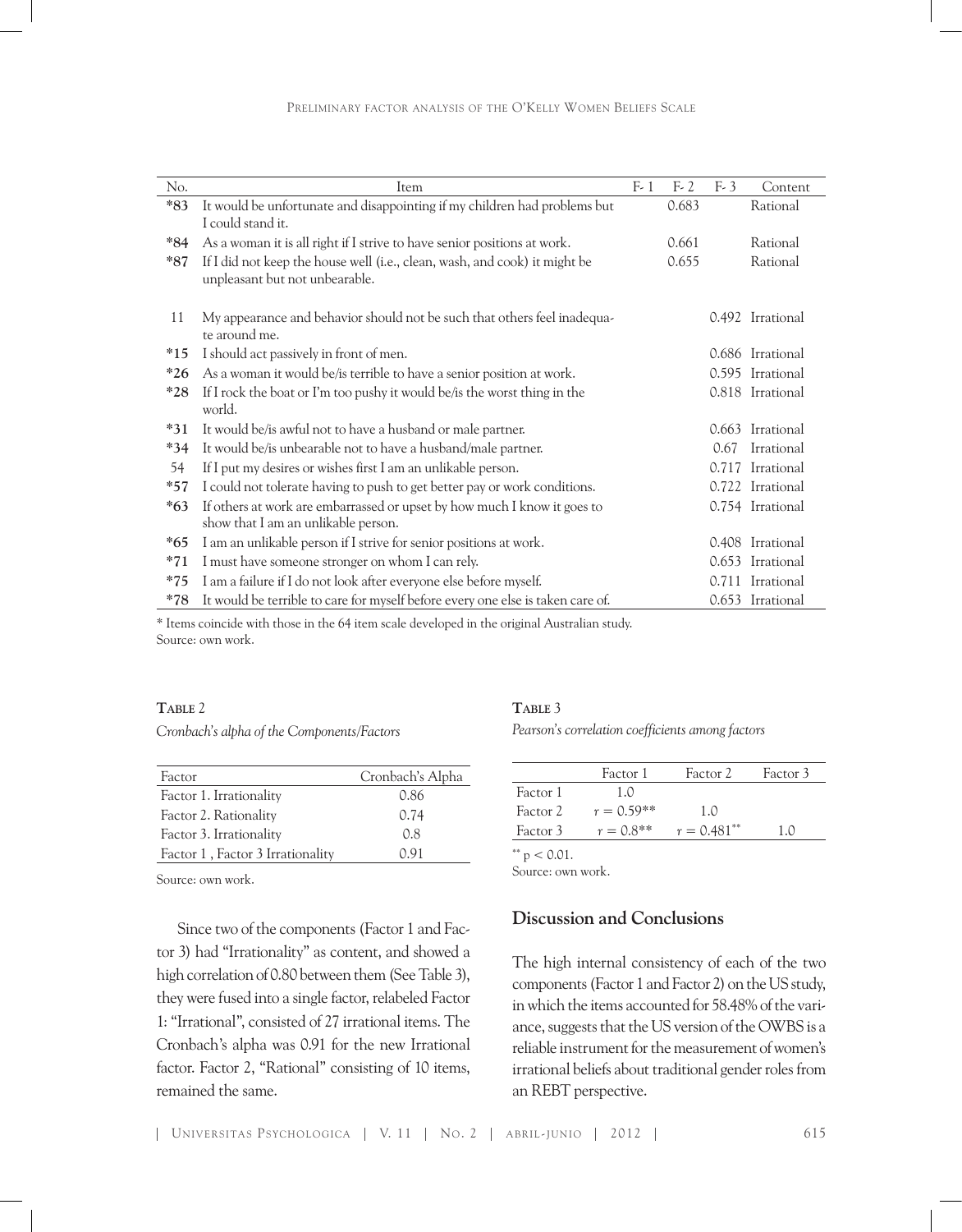| No. | Item | F- 1 | F- 2 | F- 3 | Content |
|---|---|---|---|---|---|
| *83 | It would be unfortunate and disappointing if my children had problems but I could stand it. | | 0.683 | | Rational |
| *84 | As a woman it is all right if I strive to have senior positions at work. | | 0.661 | | Rational |
| *87 | If I did not keep the house well (i.e., clean, wash, and cook) it might be unpleasant but not unbearable. | | 0.655 | | Rational |
| 11 | My appearance and behavior should not be such that others feel inadequate around me. | | | 0.492 | Irrational |
| *15 | I should act passively in front of men. | | | 0.686 | Irrational |
| *26 | As a woman it would be/is terrible to have a senior position at work. | | | 0.595 | Irrational |
| *28 | If I rock the boat or I'm too pushy it would be/is the worst thing in the world. | | | 0.818 | Irrational |
| *31 | It would be/is awful not to have a husband or male partner. | | | 0.663 | Irrational |
| *34 | It would be/is unbearable not to have a husband/male partner. | | | 0.67 | Irrational |
| 54 | If I put my desires or wishes first I am an unlikable person. | | | 0.717 | Irrational |
| *57 | I could not tolerate having to push to get better pay or work conditions. | | | 0.722 | Irrational |
| *63 | If others at work are embarrassed or upset by how much I know it goes to show that I am an unlikable person. | | | 0.754 | Irrational |
| *65 | I am an unlikable person if I strive for senior positions at work. | | | 0.408 | Irrational |
| *71 | I must have someone stronger on whom I can rely. | | | 0.653 | Irrational |
| *75 | I am a failure if I do not look after everyone else before myself. | | | 0.711 | Irrational |
| *78 | It would be terrible to care for myself before every one else is taken care of. | | | 0.653 | Irrational |

* Items coincide with those in the 64 item scale developed in the original Australian study.
Source: own work.

**Table 2**

*Cronbach's alpha of the Components/Factors*

| Factor | Cronbach's Alpha |
|---|---|
| Factor 1. Irrationality | 0.86 |
| Factor 2. Rationality | 0.74 |
| Factor 3. Irrationality | 0.8 |
| Factor 1 , Factor 3 Irrationality | 0.91 |

Source: own work.

Since two of the components (Factor 1 and Factor 3) had "Irrationality" as content, and showed a high correlation of 0.80 between them (See Table 3), they were fused into a single factor, relabeled Factor 1: "Irrational", consisted of 27 irrational items. The Cronbach's alpha was 0.91 for the new Irrational factor. Factor 2, "Rational" consisting of 10 items, remained the same.

**Table 3**

*Pearson's correlation coefficients among factors*

| | Factor 1 | Factor 2 | Factor 3 |
|---|---|---|---|
| Factor 1 | 1.0 | | |
| Factor 2 | $r = 0.59$** | 1.0 | |
| Factor 3 | $r = 0.8$** | $r = 0.481$** | 1.0 |

** $p < 0.01$.
Source: own work.

## Discussion and Conclusions

The high internal consistency of each of the two components (Factor 1 and Factor 2) on the US study, in which the items accounted for 58.48% of the variance, suggests that the US version of the OWBS is a reliable instrument for the measurement of women's irrational beliefs about traditional gender roles from an REBT perspective.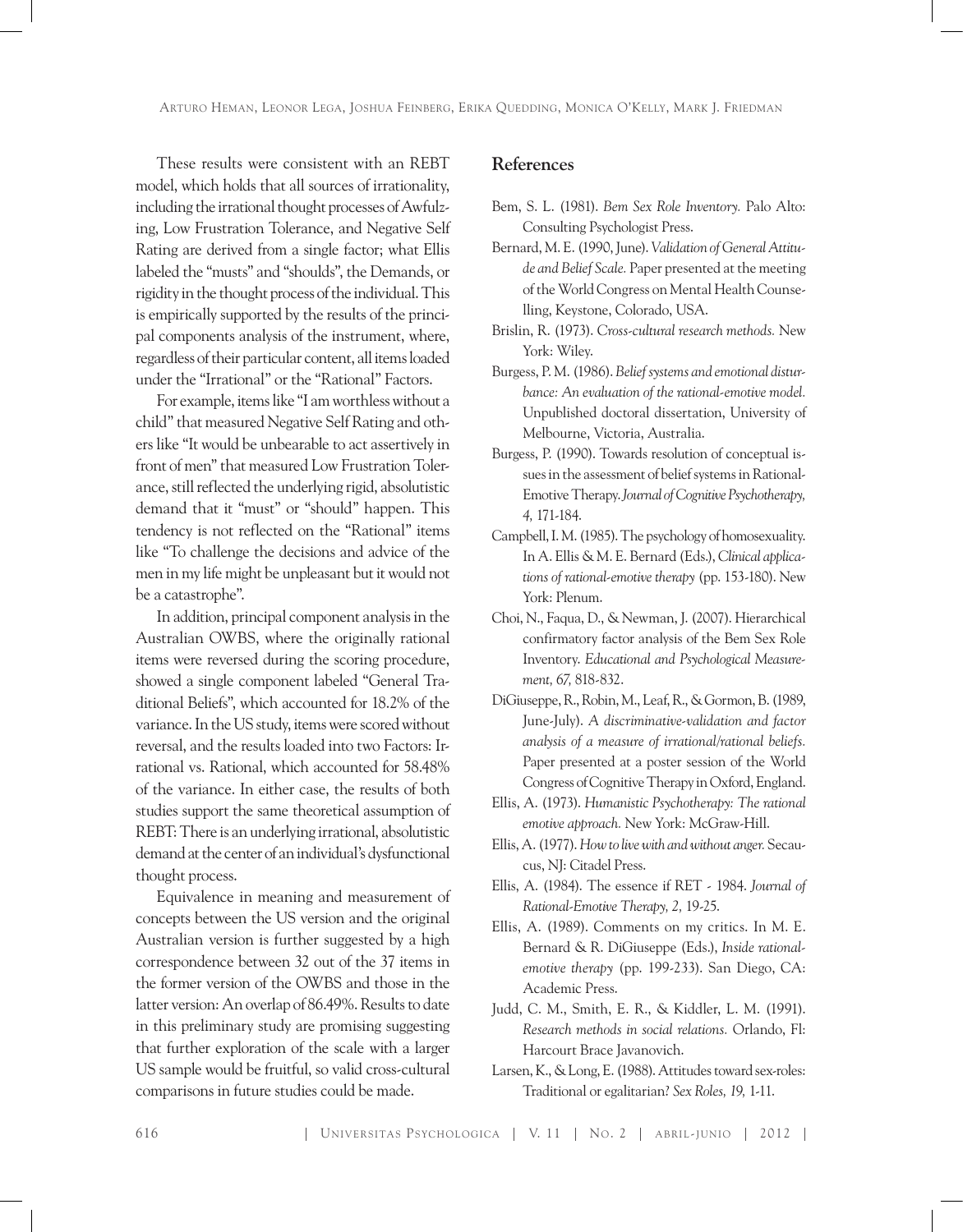These results were consistent with an REBT model, which holds that all sources of irrationality, including the irrational thought processes of Awfulzing, Low Frustration Tolerance, and Negative Self Rating are derived from a single factor; what Ellis labeled the "musts" and "shoulds", the Demands, or rigidity in the thought process of the individual. This is empirically supported by the results of the principal components analysis of the instrument, where, regardless of their particular content, all items loaded under the "Irrational" or the "Rational" Factors.

For example, items like "I am worthless without a child" that measured Negative Self Rating and others like "It would be unbearable to act assertively in front of men" that measured Low Frustration Tolerance, still reflected the underlying rigid, absolutistic demand that it "must" or "should" happen. This tendency is not reflected on the "Rational" items like "To challenge the decisions and advice of the men in my life might be unpleasant but it would not be a catastrophe".

In addition, principal component analysis in the Australian OWBS, where the originally rational items were reversed during the scoring procedure, showed a single component labeled "General Traditional Beliefs", which accounted for 18.2% of the variance. In the US study, items were scored without reversal, and the results loaded into two Factors: Irrational vs. Rational, which accounted for 58.48% of the variance. In either case, the results of both studies support the same theoretical assumption of REBT: There is an underlying irrational, absolutistic demand at the center of an individual's dysfunctional thought process.

Equivalence in meaning and measurement of concepts between the US version and the original Australian version is further suggested by a high correspondence between 32 out of the 37 items in the former version of the OWBS and those in the latter version: An overlap of 86.49%. Results to date in this preliminary study are promising suggesting that further exploration of the scale with a larger US sample would be fruitful, so valid cross-cultural comparisons in future studies could be made.

## References

Bem, S. L. (1981). *Bem Sex Role Inventory.* Palo Alto: Consulting Psychologist Press.

Bernard, M. E. (1990, June). *Validation of General Attitude and Belief Scale.* Paper presented at the meeting of the World Congress on Mental Health Counselling, Keystone, Colorado, USA.

Brislin, R. (1973). *Cross-cultural research methods.* New York: Wiley.

Burgess, P. M. (1986). *Belief systems and emotional disturbance: An evaluation of the rational-emotive model.* Unpublished doctoral dissertation, University of Melbourne, Victoria, Australia.

Burgess, P. (1990). Towards resolution of conceptual issues in the assessment of belief systems in Rational-Emotive Therapy. *Journal of Cognitive Psychotherapy, 4,* 171-184.

Campbell, I. M. (1985). The psychology of homosexuality. In A. Ellis & M. E. Bernard (Eds.), *Clinical applications of rational-emotive therapy* (pp. 153-180). New York: Plenum.

Choi, N., Faqua, D., & Newman, J. (2007). Hierarchical confirmatory factor analysis of the Bem Sex Role Inventory. *Educational and Psychological Measurement, 67,* 818-832.

DiGiuseppe, R., Robin, M., Leaf, R., & Gormon, B. (1989, June-July). *A discriminative-validation and factor analysis of a measure of irrational/rational beliefs.* Paper presented at a poster session of the World Congress of Cognitive Therapy in Oxford, England.

Ellis, A. (1973). *Humanistic Psychotherapy: The rational emotive approach.* New York: McGraw-Hill.

Ellis, A. (1977). *How to live with and without anger.* Secaucus, NJ: Citadel Press.

Ellis, A. (1984). The essence if RET - 1984. *Journal of Rational-Emotive Therapy, 2,* 19-25.

Ellis, A. (1989). Comments on my critics. In M. E. Bernard & R. DiGiuseppe (Eds.), *Inside rational-emotive therapy* (pp. 199-233). San Diego, CA: Academic Press.

Judd, C. M., Smith, E. R., & Kiddler, L. M. (1991). *Research methods in social relations.* Orlando, Fl: Harcourt Brace Javanovich.

Larsen, K., & Long, E. (1988). Attitudes toward sex-roles: Traditional or egalitarian? *Sex Roles, 19,* 1-11.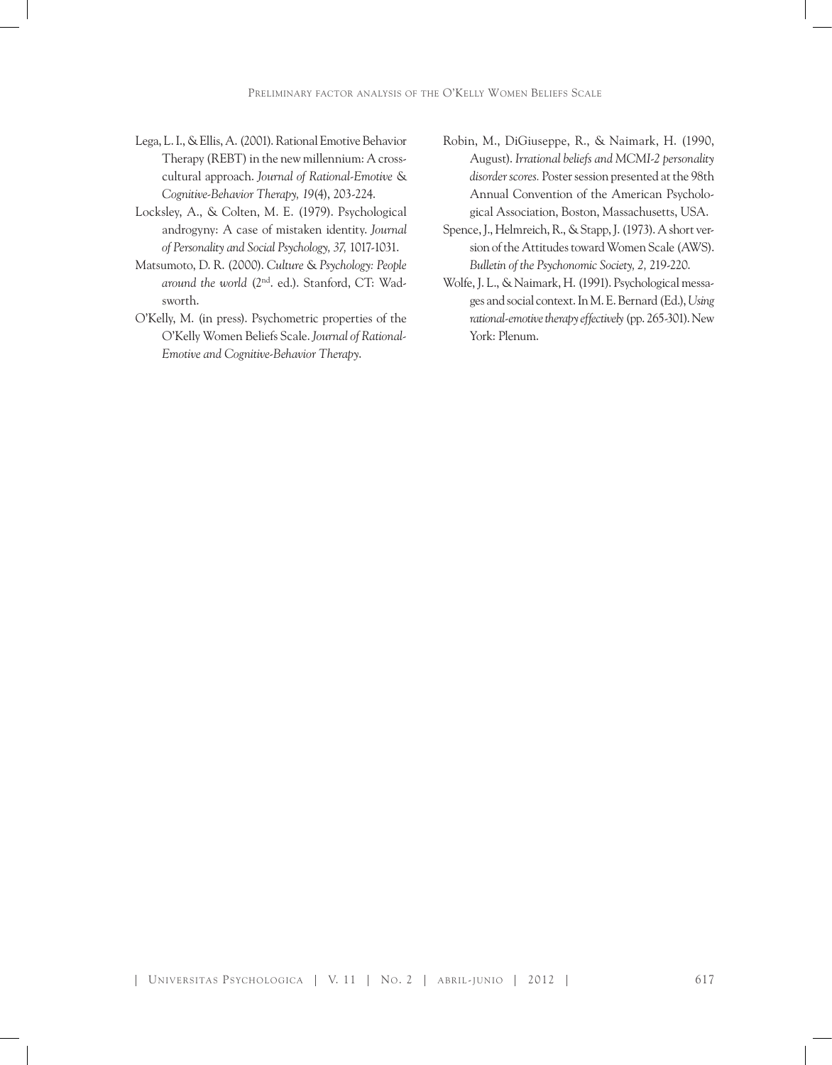Lega, L. I., & Ellis, A. (2001). Rational Emotive Behavior Therapy (REBT) in the new millennium: A cross-cultural approach. *Journal of Rational-Emotive & Cognitive-Behavior Therapy, 19*(4), 203-224.

Locksley, A., & Colten, M. E. (1979). Psychological androgyny: A case of mistaken identity. *Journal of Personality and Social Psychology, 37,* 1017-1031.

Matsumoto, D. R. (2000). *Culture & Psychology: People around the world* (2nd. ed.). Stanford, CT: Wadsworth.

O'Kelly, M. (in press). Psychometric properties of the O'Kelly Women Beliefs Scale. *Journal of Rational-Emotive and Cognitive-Behavior Therapy.*

Robin, M., DiGiuseppe, R., & Naimark, H. (1990, August). *Irrational beliefs and MCMI-2 personality disorder scores.* Poster session presented at the 98th Annual Convention of the American Psychological Association, Boston, Massachusetts, USA.

Spence, J., Helmreich, R., & Stapp, J. (1973). A short version of the Attitudes toward Women Scale (AWS). *Bulletin of the Psychonomic Society, 2,* 219-220.

Wolfe, J. L., & Naimark, H. (1991). Psychological messages and social context. In M. E. Bernard (Ed.), *Using rational-emotive therapy effectively* (pp. 265-301). New York: Plenum.